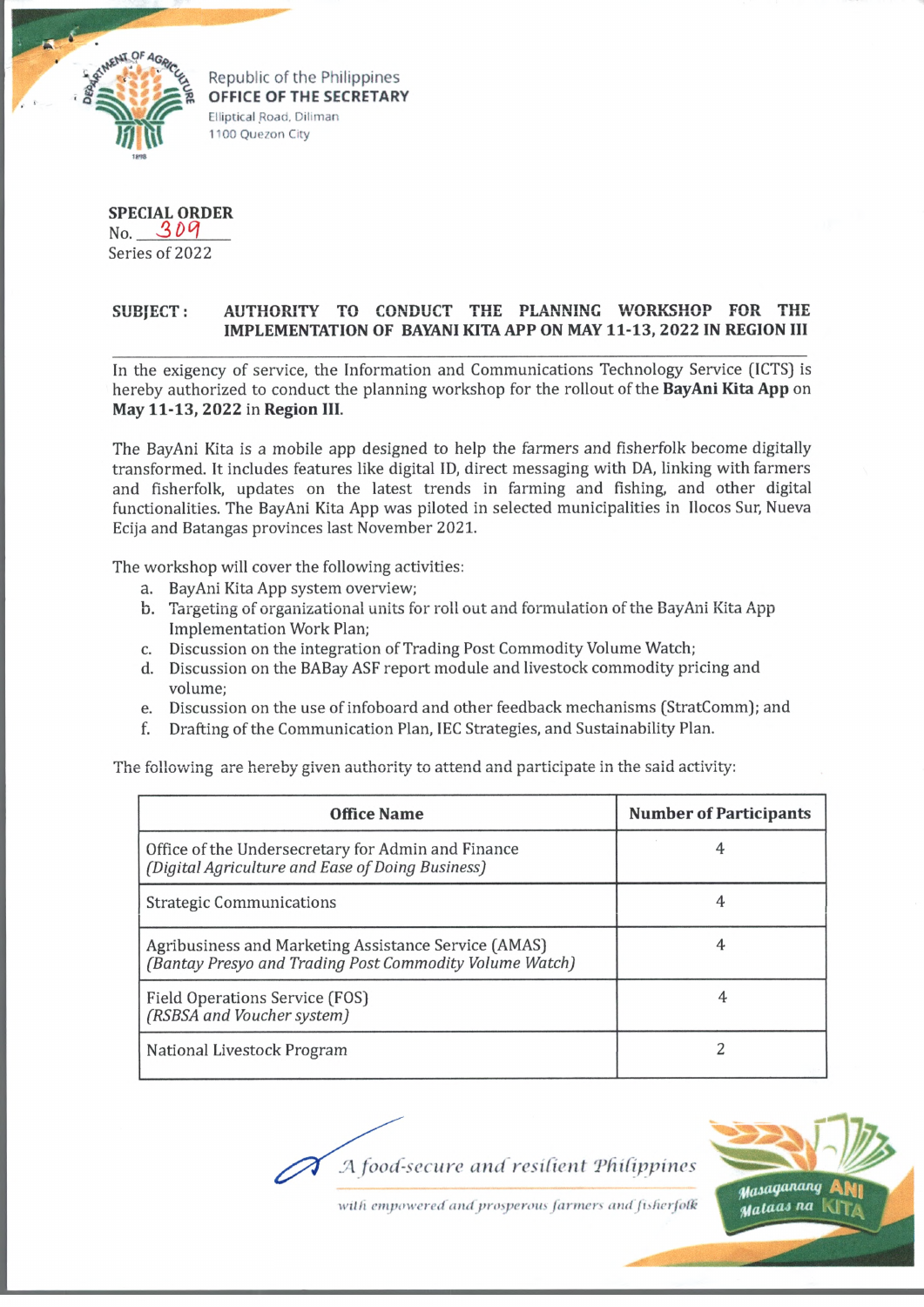Republic of the Philippines
**OFFICE OF THE SECRETARY**
Elliptical Road, Diliman
1100 Quezon City

**SPECIAL ORDER**
No. 309
Series of 2022

**SUBJECT : AUTHORITY TO CONDUCT THE PLANNING WORKSHOP FOR THE IMPLEMENTATION OF BAYANI KITA APP ON MAY 11-13, 2022 IN REGION III**

In the exigency of service, the Information and Communications Technology Service (ICTS) is hereby authorized to conduct the planning workshop for the rollout of the **BayAni Kita App** on **May 11-13, 2022** in **Region III.**

The BayAni Kita is a mobile app designed to help the farmers and fisherfolk become digitally transformed. It includes features like digital ID, direct messaging with DA, linking with farmers and fisherfolk, updates on the latest trends in farming and fishing, and other digital functionalities. The BayAni Kita App was piloted in selected municipalities in Ilocos Sur, Nueva Ecija and Batangas provinces last November 2021.

The workshop will cover the following activities:

a. BayAni Kita App system overview;
b. Targeting of organizational units for roll out and formulation of the BayAni Kita App Implementation Work Plan;
c. Discussion on the integration of Trading Post Commodity Volume Watch;
d. Discussion on the BABay ASF report module and livestock commodity pricing and volume;
e. Discussion on the use of infoboard and other feedback mechanisms (StratComm); and
f. Drafting of the Communication Plan, IEC Strategies, and Sustainability Plan.

The following are hereby given authority to attend and participate in the said activity:

| Office Name | Number of Participants |
|---|---|
| Office of the Undersecretary for Admin and Finance *(Digital Agriculture and Ease of Doing Business)* | 4 |
| Strategic Communications | 4 |
| Agribusiness and Marketing Assistance Service (AMAS) *(Bantay Presyo and Trading Post Commodity Volume Watch)* | 4 |
| Field Operations Service (FOS) *(RSBSA and Voucher system)* | 4 |
| National Livestock Program | 2 |

*A food-secure and resilient Philippines*
*with empowered and prosperous farmers and fisherfolk*

Masaganang ANI Mataas na KITA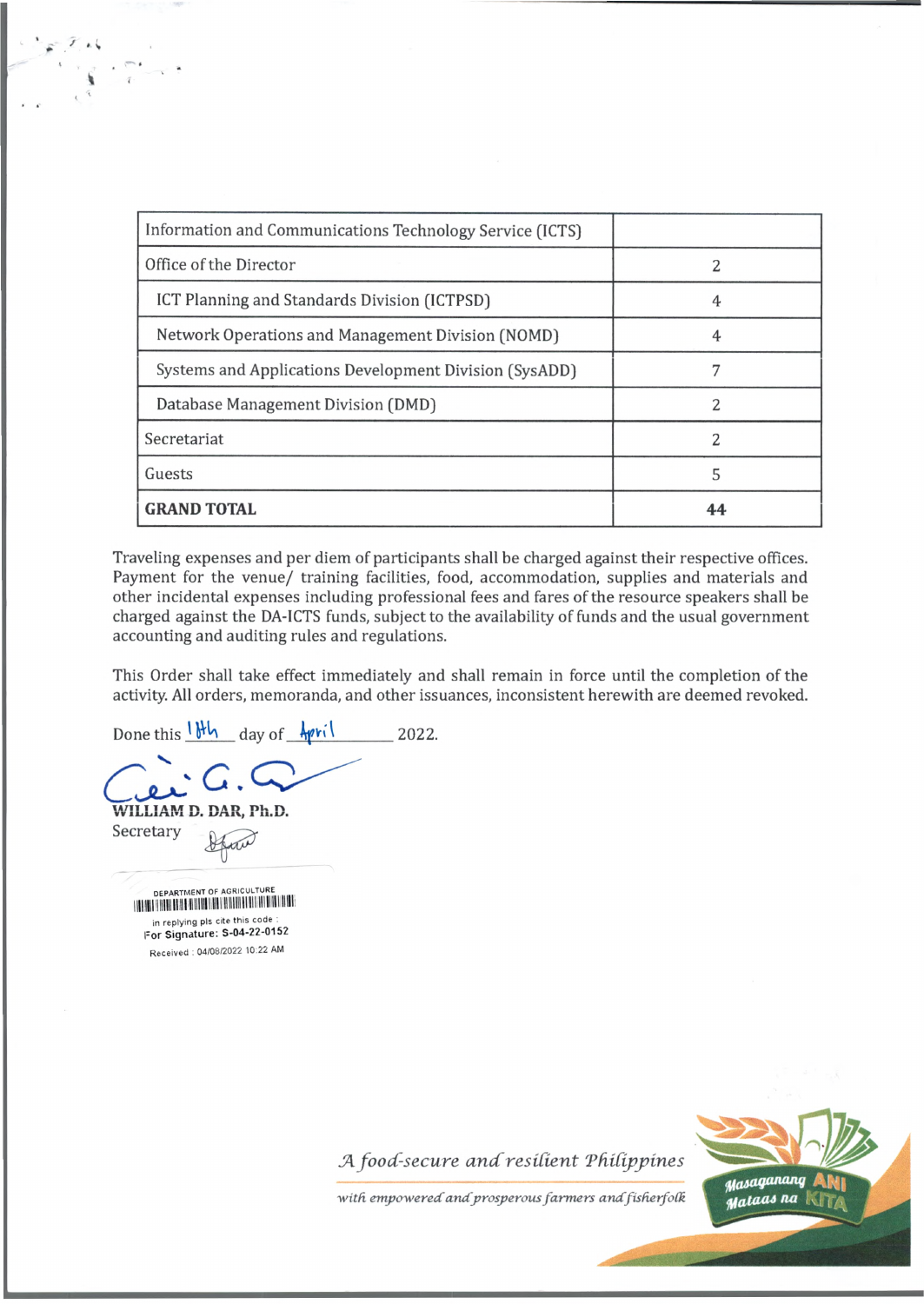| | |
|---|---|
| Information and Communications Technology Service (ICTS) | |
| Office of the Director | 2 |
| ICT Planning and Standards Division (ICTPSD) | 4 |
| Network Operations and Management Division (NOMD) | 4 |
| Systems and Applications Development Division (SysADD) | 7 |
| Database Management Division (DMD) | 2 |
| Secretariat | 2 |
| Guests | 5 |
| **GRAND TOTAL** | **44** |

Traveling expenses and per diem of participants shall be charged against their respective offices. Payment for the venue/ training facilities, food, accommodation, supplies and materials and other incidental expenses including professional fees and fares of the resource speakers shall be charged against the DA-ICTS funds, subject to the availability of funds and the usual government accounting and auditing rules and regulations.

This Order shall take effect immediately and shall remain in force until the completion of the activity. All orders, memoranda, and other issuances, inconsistent herewith are deemed revoked.

Done this 11th day of April 2022.

**WILLIAM D. DAR, Ph.D.**
Secretary

DEPARTMENT OF AGRICULTURE
in replying pls cite this code :
For Signature: S-04-22-0152
Received : 04/08/2022 10:22 AM

*A food-secure and resilient Philippines*
*with empowered and prosperous farmers and fisherfolk*

Masaganang ANI Mataas na KITA